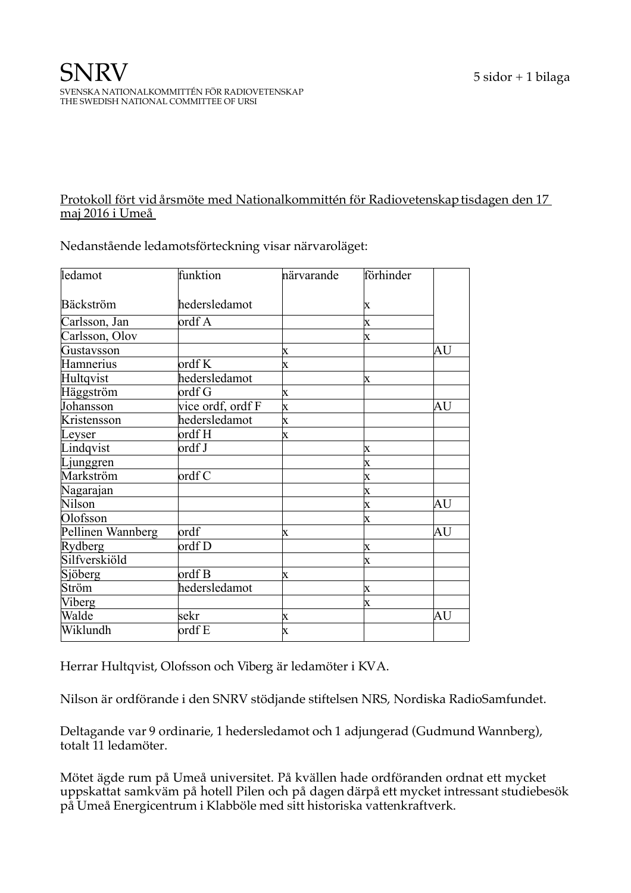# SNRV

SVENSKA NATIONALKOMMITTÉN FÖR RADIOVETENSKAP
THE SWEDISH NATIONAL COMMITTEE OF URSI

5 sidor + 1 bilaga

<u>Protokoll fört vid årsmöte med Nationalkommittén för Radiovetenskap tisdagen den 17 maj 2016 i Umeå</u>

Nedanstående ledamotsförteckning visar närvaroläget:

| ledamot | funktion | närvarande | förhinder | |
|---|---|---|---|---|
| Bäckström | hedersledamot | | x | |
| Carlsson, Jan | ordf A | | x | |
| Carlsson, Olov | | | x | |
| Gustavsson | | x | | AU |
| Hamnerius | ordf K | x | | |
| Hultqvist | hedersledamot | | x | |
| Häggström | ordf G | x | | |
| Johansson | vice ordf, ordf F | x | | AU |
| Kristensson | hedersledamot | x | | |
| Leyser | ordf H | x | | |
| Lindqvist | ordf J | | x | |
| Ljunggren | | | x | |
| Markström | ordf C | | x | |
| Nagarajan | | | x | |
| Nilson | | | x | AU |
| Olofsson | | | x | |
| Pellinen Wannberg | ordf | x | | AU |
| Rydberg | ordf D | | x | |
| Silfverskiöld | | | x | |
| Sjöberg | ordf B | x | | |
| Ström | hedersledamot | | x | |
| Viberg | | | x | |
| Walde | sekr | x | | AU |
| Wiklundh | ordf E | x | | |

Herrar Hultqvist, Olofsson och Viberg är ledamöter i KVA.

Nilson är ordförande i den SNRV stödjande stiftelsen NRS, Nordiska RadioSamfundet.

Deltagande var 9 ordinarie, 1 hedersledamot och 1 adjungerad (Gudmund Wannberg), totalt 11 ledamöter.

Mötet ägde rum på Umeå universitet. På kvällen hade ordföranden ordnat ett mycket uppskattat samkväm på hotell Pilen och på dagen därpå ett mycket intressant studiebesök på Umeå Energicentrum i Klabböle med sitt historiska vattenkraftverk.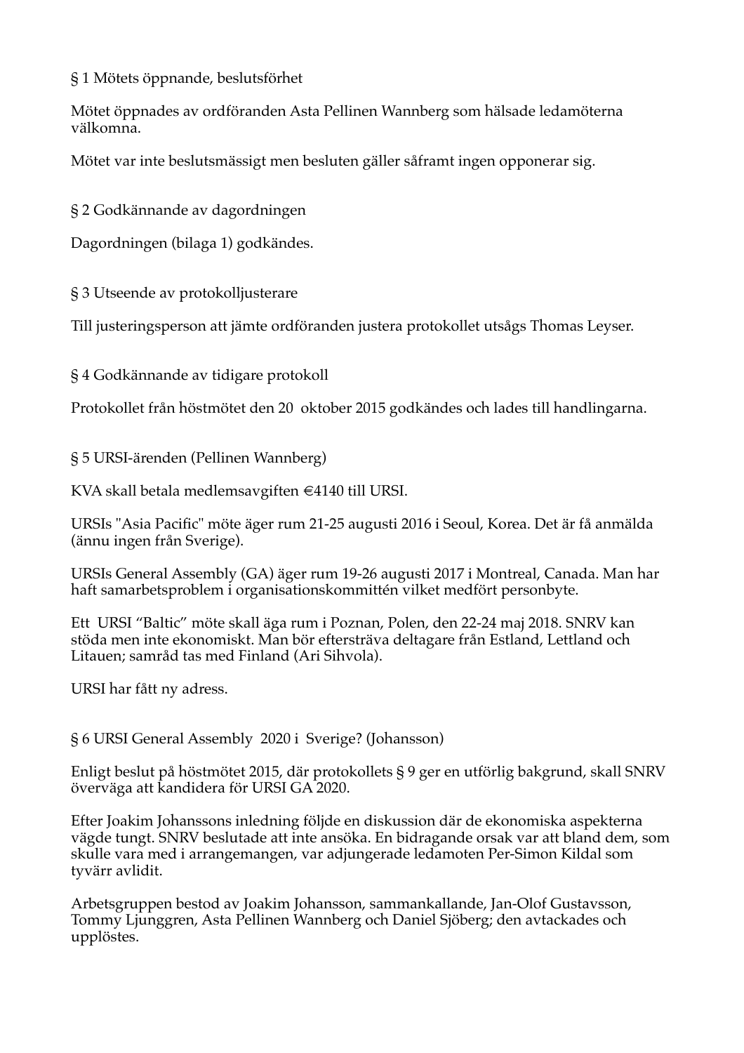§ 1 Mötets öppnande, beslutsförhet

Mötet öppnades av ordföranden Asta Pellinen Wannberg som hälsade ledamöterna välkomna.

Mötet var inte beslutsmässigt men besluten gäller såframt ingen opponerar sig.

§ 2 Godkännande av dagordningen

Dagordningen (bilaga 1) godkändes.

§ 3 Utseende av protokolljusterare

Till justeringsperson att jämte ordföranden justera protokollet utsågs Thomas Leyser.

§ 4 Godkännande av tidigare protokoll

Protokollet från höstmötet den 20 oktober 2015 godkändes och lades till handlingarna.

§ 5 URSI-ärenden (Pellinen Wannberg)

KVA skall betala medlemsavgiften €4140 till URSI.

URSIs "Asia Pacific" möte äger rum 21-25 augusti 2016 i Seoul, Korea. Det är få anmälda (ännu ingen från Sverige).

URSIs General Assembly (GA) äger rum 19-26 augusti 2017 i Montreal, Canada. Man har haft samarbetsproblem i organisationskommittén vilket medfört personbyte.

Ett URSI "Baltic" möte skall äga rum i Poznan, Polen, den 22-24 maj 2018. SNRV kan stöda men inte ekonomiskt. Man bör eftersträva deltagare från Estland, Lettland och Litauen; samråd tas med Finland (Ari Sihvola).

URSI har fått ny adress.

§ 6 URSI General Assembly 2020 i Sverige? (Johansson)

Enligt beslut på höstmötet 2015, där protokollets § 9 ger en utförlig bakgrund, skall SNRV överväga att kandidera för URSI GA 2020.

Efter Joakim Johanssons inledning följde en diskussion där de ekonomiska aspekterna vägde tungt. SNRV beslutade att inte ansöka. En bidragande orsak var att bland dem, som skulle vara med i arrangemangen, var adjungerade ledamoten Per-Simon Kildal som tyvärr avlidit.

Arbetsgruppen bestod av Joakim Johansson, sammankallande, Jan-Olof Gustavsson, Tommy Ljunggren, Asta Pellinen Wannberg och Daniel Sjöberg; den avtackades och upplöstes.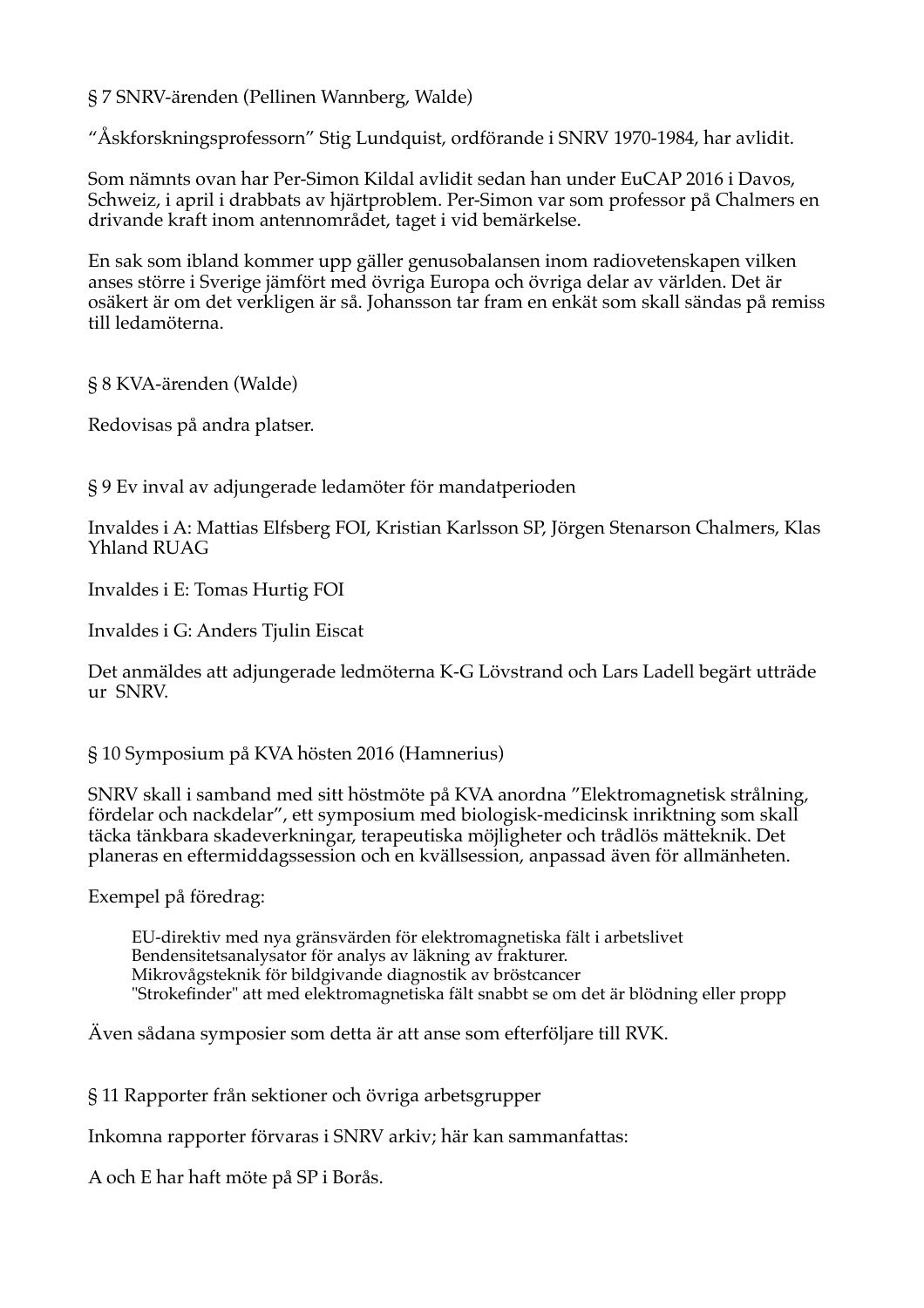## § 7 SNRV-ärenden (Pellinen Wannberg, Walde)

“Åskforskningsprofessorn” Stig Lundquist, ordförande i SNRV 1970-1984, har avlidit.

Som nämnts ovan har Per-Simon Kildal avlidit sedan han under EuCAP 2016 i Davos, Schweiz, i april i drabbats av hjärtproblem. Per-Simon var som professor på Chalmers en drivande kraft inom antennområdet, taget i vid bemärkelse.

En sak som ibland kommer upp gäller genusobalansen inom radiovetenskapen vilken anses större i Sverige jämfört med övriga Europa och övriga delar av världen. Det är osäkert är om det verkligen är så. Johansson tar fram en enkät som skall sändas på remiss till ledamöterna.

## § 8 KVA-ärenden (Walde)

Redovisas på andra platser.

## § 9 Ev inval av adjungerade ledamöter för mandatperioden

Invaldes i A: Mattias Elfsberg FOI, Kristian Karlsson SP, Jörgen Stenarson Chalmers, Klas Yhland RUAG

Invaldes i E: Tomas Hurtig FOI

Invaldes i G: Anders Tjulin Eiscat

Det anmäldes att adjungerade ledmöterna K-G Lövstrand och Lars Ladell begärt utträde ur SNRV.

## § 10 Symposium på KVA hösten 2016 (Hamnerius)

SNRV skall i samband med sitt höstmöte på KVA anordna ”Elektromagnetisk strålning, fördelar och nackdelar”, ett symposium med biologisk-medicinsk inriktning som skall täcka tänkbara skadeverkningar, terapeutiska möjligheter och trådlös mätteknik. Det planeras en eftermiddagssession och en kvällsession, anpassad även för allmänheten.

Exempel på föredrag:

> EU-direktiv med nya gränsvärden för elektromagnetiska fält i arbetslivet
> Bendensitetsanalysator för analys av läkning av frakturer.
> Mikrovågsteknik för bildgivande diagnostik av bröstcancer
> "Strokefinder" att med elektromagnetiska fält snabbt se om det är blödning eller propp

Även sådana symposier som detta är att anse som efterföljare till RVK.

## § 11 Rapporter från sektioner och övriga arbetsgrupper

Inkomna rapporter förvaras i SNRV arkiv; här kan sammanfattas:

A och E har haft möte på SP i Borås.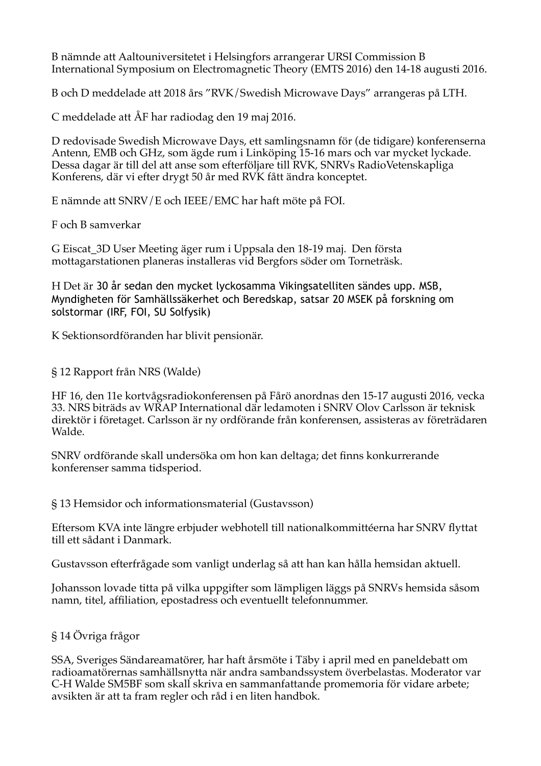B nämnde att Aaltouniversitetet i Helsingfors arrangerar URSI Commission B International Symposium on Electromagnetic Theory (EMTS 2016) den 14-18 augusti 2016.

B och D meddelade att 2018 års "RVK/Swedish Microwave Days" arrangeras på LTH.

C meddelade att ÅF har radiodag den 19 maj 2016.

D redovisade Swedish Microwave Days, ett samlingsnamn för (de tidigare) konferenserna Antenn, EMB och GHz, som ägde rum i Linköping 15-16 mars och var mycket lyckade. Dessa dagar är till del att anse som efterföljare till RVK, SNRVs RadioVetenskapliga Konferens, där vi efter drygt 50 år med RVK fått ändra konceptet.

E nämnde att SNRV/E och IEEE/EMC har haft möte på FOI.

F och B samverkar

G Eiscat_3D User Meeting äger rum i Uppsala den 18-19 maj.  Den första mottagarstationen planeras installeras vid Bergfors söder om Torneträsk.

H Det är 30 år sedan den mycket lyckosamma Vikingsatelliten sändes upp. MSB, Myndigheten för Samhällssäkerhet och Beredskap, satsar 20 MSEK på forskning om solstormar (IRF, FOI, SU Solfysik)

K Sektionsordföranden har blivit pensionär.

§ 12 Rapport från NRS (Walde)

HF 16, den 11e kortvågsradiokonferensen på Fårö anordnas den 15-17 augusti 2016, vecka 33. NRS biträds av WRAP International där ledamoten i SNRV Olov Carlsson är teknisk direktör i företaget. Carlsson är ny ordförande från konferensen, assisteras av företrädaren Walde.

SNRV ordförande skall undersöka om hon kan deltaga; det finns konkurrerande konferenser samma tidsperiod.

§ 13 Hemsidor och informationsmaterial (Gustavsson)

Eftersom KVA inte längre erbjuder webhotell till nationalkommittéerna har SNRV flyttat till ett sådant i Danmark.

Gustavsson efterfrågade som vanligt underlag så att han kan hålla hemsidan aktuell.

Johansson lovade titta på vilka uppgifter som lämpligen läggs på SNRVs hemsida såsom namn, titel, affiliation, epostadress och eventuellt telefonnummer.

§ 14 Övriga frågor

SSA, Sveriges Sändareamatörer, har haft årsmöte i Täby i april med en paneldebatt om radioamatörernas samhällsnytta när andra sambandssystem överbelastas. Moderator var C-H Walde SM5BF som skall skriva en sammanfattande promemoria för vidare arbete; avsikten är att ta fram regler och råd i en liten handbok.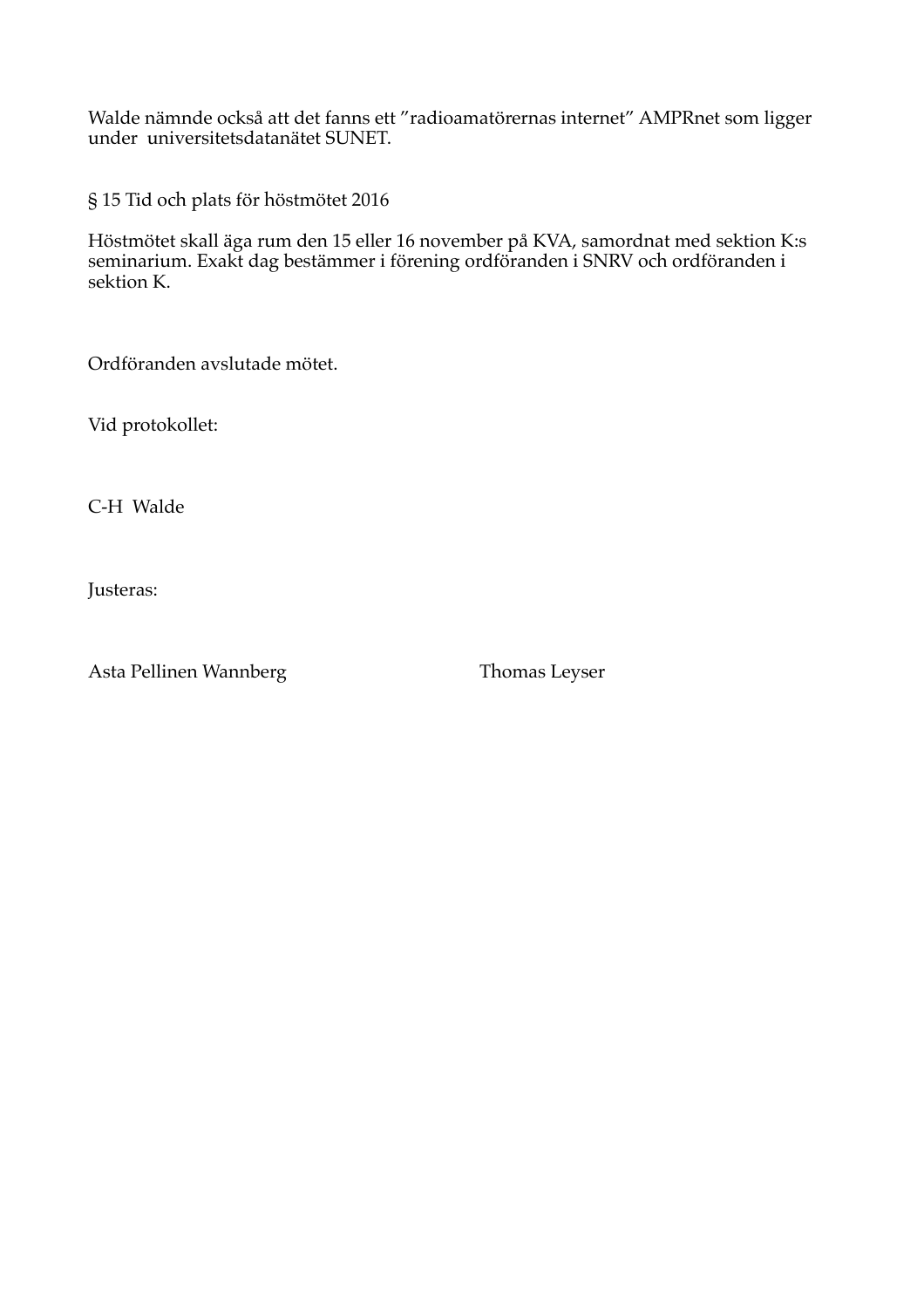Walde nämnde också att det fanns ett ”radioamatörernas internet” AMPRnet som ligger under universitetsdatanätet SUNET.

§ 15 Tid och plats för höstmötet 2016

Höstmötet skall äga rum den 15 eller 16 november på KVA, samordnat med sektion K:s seminarium. Exakt dag bestämmer i förening ordföranden i SNRV och ordföranden i sektion K.

Ordföranden avslutade mötet.

Vid protokollet:

C-H Walde

Justeras:

Asta Pellinen Wannberg                    Thomas Leyser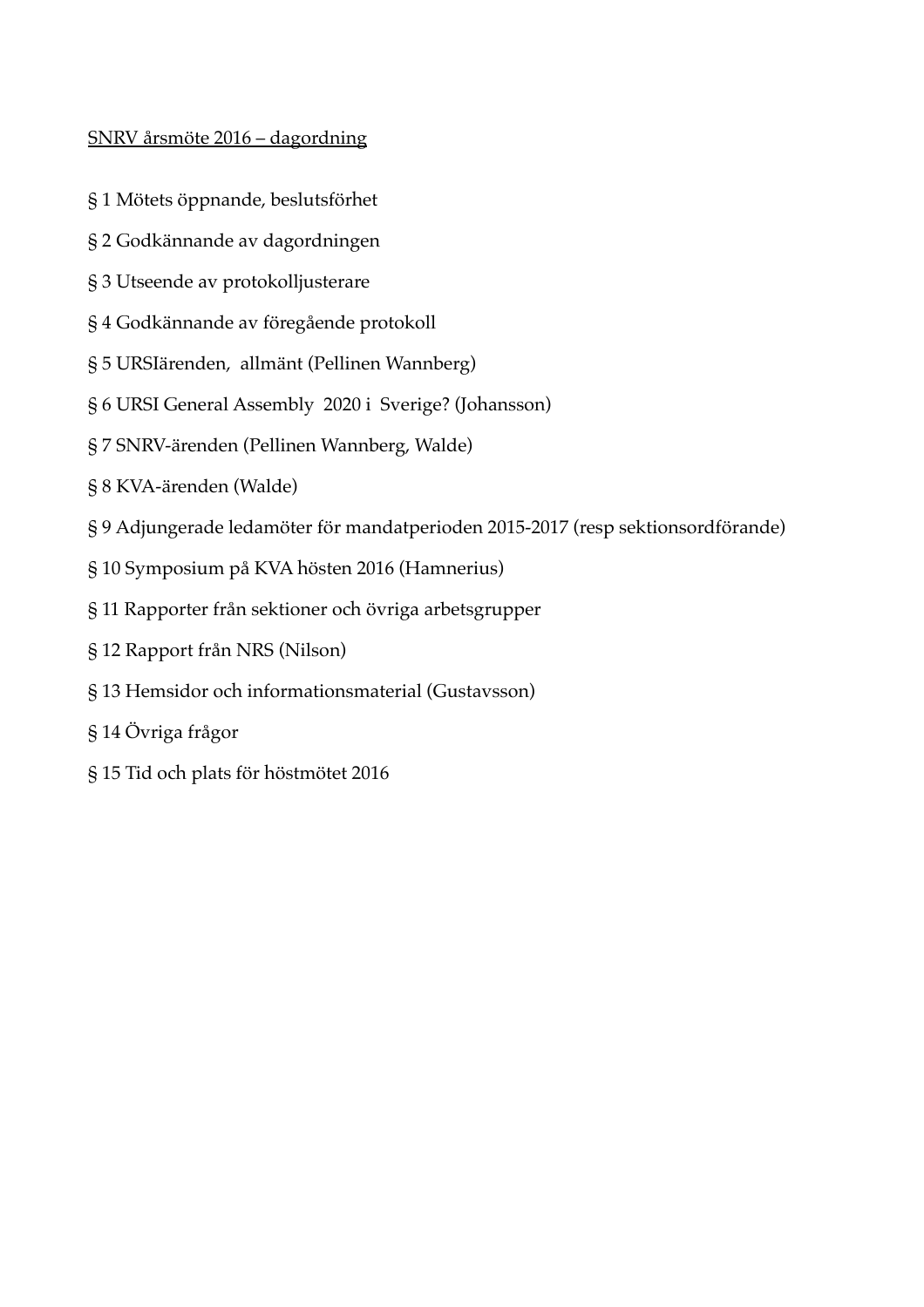<u>SNRV årsmöte 2016 – dagordning</u>

§ 1 Mötets öppnande, beslutsförhet

§ 2 Godkännande av dagordningen

§ 3 Utseende av protokolljusterare

§ 4 Godkännande av föregående protokoll

§ 5 URSIärenden, allmänt (Pellinen Wannberg)

§ 6 URSI General Assembly 2020 i Sverige? (Johansson)

§ 7 SNRV-ärenden (Pellinen Wannberg, Walde)

§ 8 KVA-ärenden (Walde)

§ 9 Adjungerade ledamöter för mandatperioden 2015-2017 (resp sektionsordförande)

§ 10 Symposium på KVA hösten 2016 (Hamnerius)

§ 11 Rapporter från sektioner och övriga arbetsgrupper

§ 12 Rapport från NRS (Nilson)

§ 13 Hemsidor och informationsmaterial (Gustavsson)

§ 14 Övriga frågor

§ 15 Tid och plats för höstmötet 2016